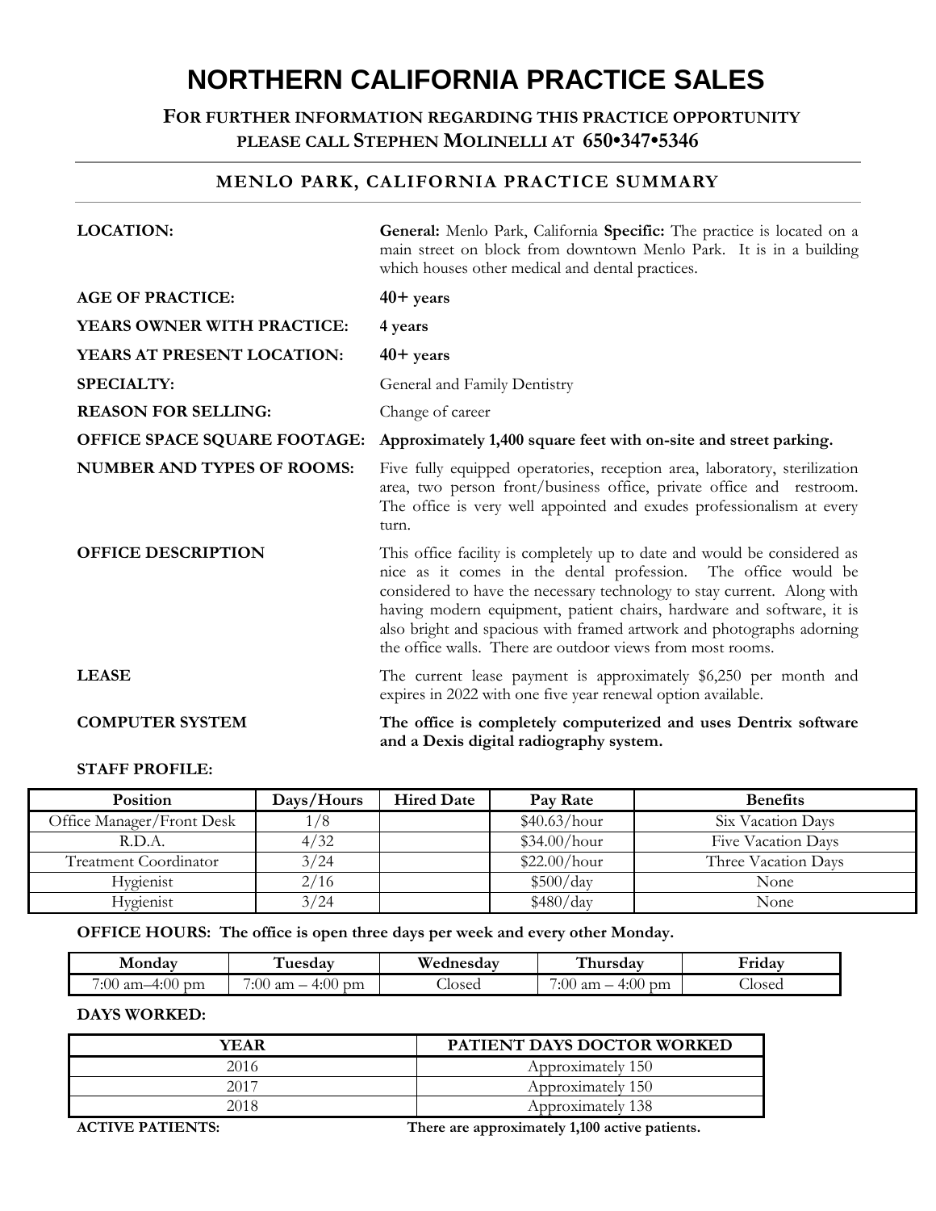# NORTHERN CALIFORNIA PRACTICE SALES

**FOR FURTHER INFORMATION REGARDING THIS PRACTICE OPPORTUNITY PLEASE CALL STEPHEN MOLINELLI AT 650•347•5346**

## MENLO PARK, CALIFORNIA PRACTICE SUMMARY

**LOCATION:** **General:** Menlo Park, California **Specific:** The practice is located on a main street on block from downtown Menlo Park. It is in a building which houses other medical and dental practices.

**AGE OF PRACTICE:** **40+ years**

**YEARS OWNER WITH PRACTICE:** **4 years**

**YEARS AT PRESENT LOCATION:** **40+ years**

**SPECIALTY:** General and Family Dentistry

**REASON FOR SELLING:** Change of career

**OFFICE SPACE SQUARE FOOTAGE:** **Approximately 1,400 square feet with on-site and street parking.**

**NUMBER AND TYPES OF ROOMS:** Five fully equipped operatories, reception area, laboratory, sterilization area, two person front/business office, private office and restroom. The office is very well appointed and exudes professionalism at every turn.

**OFFICE DESCRIPTION** This office facility is completely up to date and would be considered as nice as it comes in the dental profession. The office would be considered to have the necessary technology to stay current. Along with having modern equipment, patient chairs, hardware and software, it is also bright and spacious with framed artwork and photographs adorning the office walls. There are outdoor views from most rooms.

**LEASE** The current lease payment is approximately $6,250 per month and expires in 2022 with one five year renewal option available.

**COMPUTER SYSTEM** **The office is completely computerized and uses Dentrix software and a Dexis digital radiography system.**

**STAFF PROFILE:**

| Position | Days/Hours | Hired Date | Pay Rate | Benefits |
|---|---|---|---|---|
| Office Manager/Front Desk | 1/8 | | $40.63/hour | Six Vacation Days |
| R.D.A. | 4/32 | | $34.00/hour | Five Vacation Days |
| Treatment Coordinator | 3/24 | | $22.00/hour | Three Vacation Days |
| Hygienist | 2/16 | | $500/day | None |
| Hygienist | 3/24 | | $480/day | None |

**OFFICE HOURS: The office is open three days per week and every other Monday.**

| Monday | Tuesday | Wednesday | Thursday | Friday |
|---|---|---|---|---|
| 7:00 am–4:00 pm | 7:00 am – 4:00 pm | Closed | 7:00 am – 4:00 pm | Closed |

**DAYS WORKED:**

| YEAR | PATIENT DAYS DOCTOR WORKED |
|---|---|
| 2016 | Approximately 150 |
| 2017 | Approximately 150 |
| 2018 | Approximately 138 |

**ACTIVE PATIENTS:** **There are approximately 1,100 active patients.**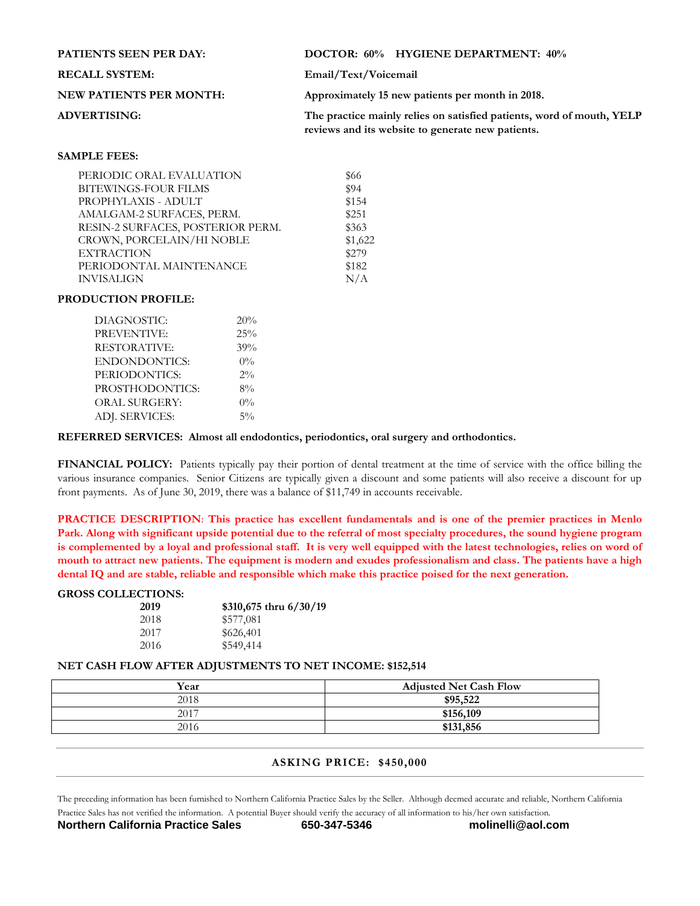**PATIENTS SEEN PER DAY:** **DOCTOR: 60% HYGIENE DEPARTMENT: 40%**

**RECALL SYSTEM:** **Email/Text/Voicemail**

**NEW PATIENTS PER MONTH:** **Approximately 15 new patients per month in 2018.**

**ADVERTISING:** **The practice mainly relies on satisfied patients, word of mouth, YELP reviews and its website to generate new patients.**

**SAMPLE FEES:**

| | |
|---|---|
| PERIODIC ORAL EVALUATION | $66 |
| BITEWINGS-FOUR FILMS | $94 |
| PROPHYLAXIS - ADULT | $154 |
| AMALGAM-2 SURFACES, PERM. | $251 |
| RESIN-2 SURFACES, POSTERIOR PERM. | $363 |
| CROWN, PORCELAIN/HI NOBLE | $1,622 |
| EXTRACTION | $279 |
| PERIODONTAL MAINTENANCE | $182 |
| INVISALIGN | N/A |

**PRODUCTION PROFILE:**

| | |
|---|---|
| DIAGNOSTIC: | 20% |
| PREVENTIVE: | 25% |
| RESTORATIVE: | 39% |
| ENDONDONTICS: | 0% |
| PERIODONTICS: | 2% |
| PROSTHODONTICS: | 8% |
| ORAL SURGERY: | 0% |
| ADJ. SERVICES: | 5% |

**REFERRED SERVICES: Almost all endodontics, periodontics, oral surgery and orthodontics.**

**FINANCIAL POLICY:** Patients typically pay their portion of dental treatment at the time of service with the office billing the various insurance companies. Senior Citizens are typically given a discount and some patients will also receive a discount for up front payments. As of June 30, 2019, there was a balance of $11,749 in accounts receivable.

**PRACTICE DESCRIPTION: This practice has excellent fundamentals and is one of the premier practices in Menlo Park. Along with significant upside potential due to the referral of most specialty procedures, the sound hygiene program is complemented by a loyal and professional staff. It is very well equipped with the latest technologies, relies on word of mouth to attract new patients. The equipment is modern and exudes professionalism and class. The patients have a high dental IQ and are stable, reliable and responsible which make this practice poised for the next generation.**

**GROSS COLLECTIONS:**

| | |
|---|---|
| **2019** | **$310,675 thru 6/30/19** |
| 2018 | $577,081 |
| 2017 | $626,401 |
| 2016 | $549,414 |

**NET CASH FLOW AFTER ADJUSTMENTS TO NET INCOME: $152,514**

| Year | Adjusted Net Cash Flow |
|---|---|
| 2018 | **$95,522** |
| 2017 | **$156,109** |
| 2016 | **$131,856** |

**ASKING PRICE: $450,000**

The preceding information has been furnished to Northern California Practice Sales by the Seller. Although deemed accurate and reliable, Northern California Practice Sales has not verified the information. A potential Buyer should verify the accuracy of all information to his/her own satisfaction.

**Northern California Practice Sales** **650-347-5346** **molinelli@aol.com**